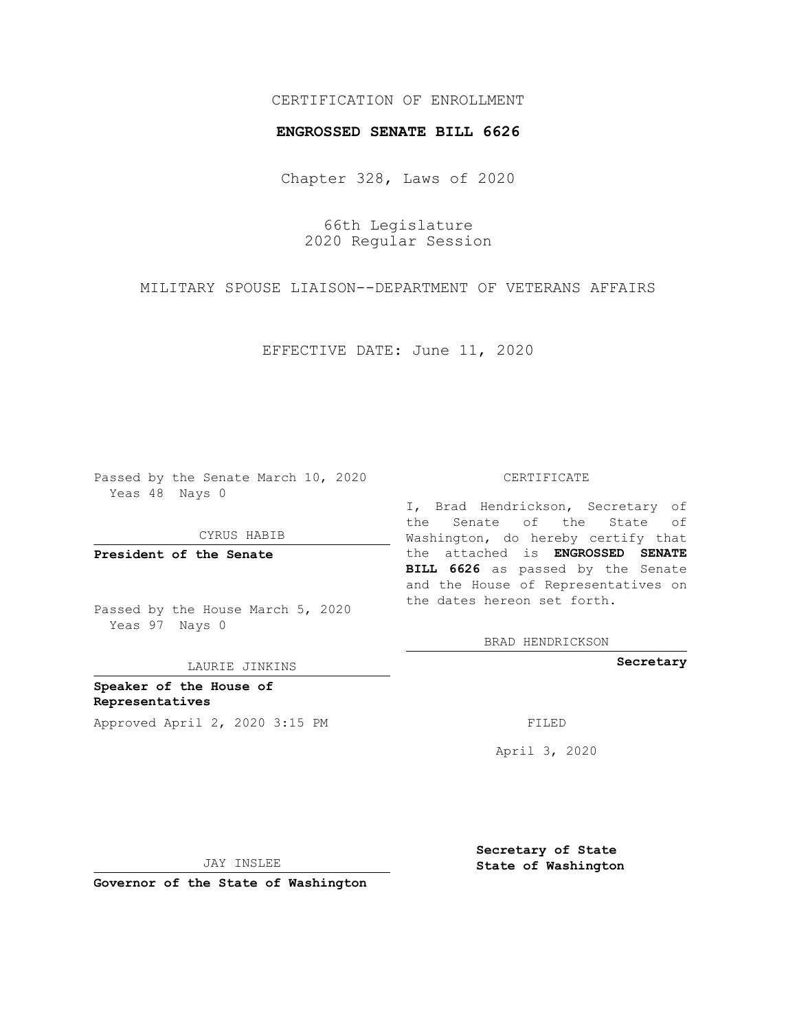CERTIFICATION OF ENROLLMENT

**ENGROSSED SENATE BILL 6626**

Chapter 328, Laws of 2020

66th Legislature
2020 Regular Session

MILITARY SPOUSE LIAISON--DEPARTMENT OF VETERANS AFFAIRS

EFFECTIVE DATE: June 11, 2020

Passed by the Senate March 10, 2020
Yeas 48 Nays 0

CYRUS HABIB

**President of the Senate**

Passed by the House March 5, 2020
Yeas 97 Nays 0

LAURIE JINKINS

**Speaker of the House of Representatives**

Approved April 2, 2020 3:15 PM

JAY INSLEE

**Governor of the State of Washington**

CERTIFICATE

I, Brad Hendrickson, Secretary of the Senate of the State of Washington, do hereby certify that the attached is **ENGROSSED SENATE BILL 6626** as passed by the Senate and the House of Representatives on the dates hereon set forth.

BRAD HENDRICKSON

**Secretary**

FILED

April 3, 2020

**Secretary of State**
**State of Washington**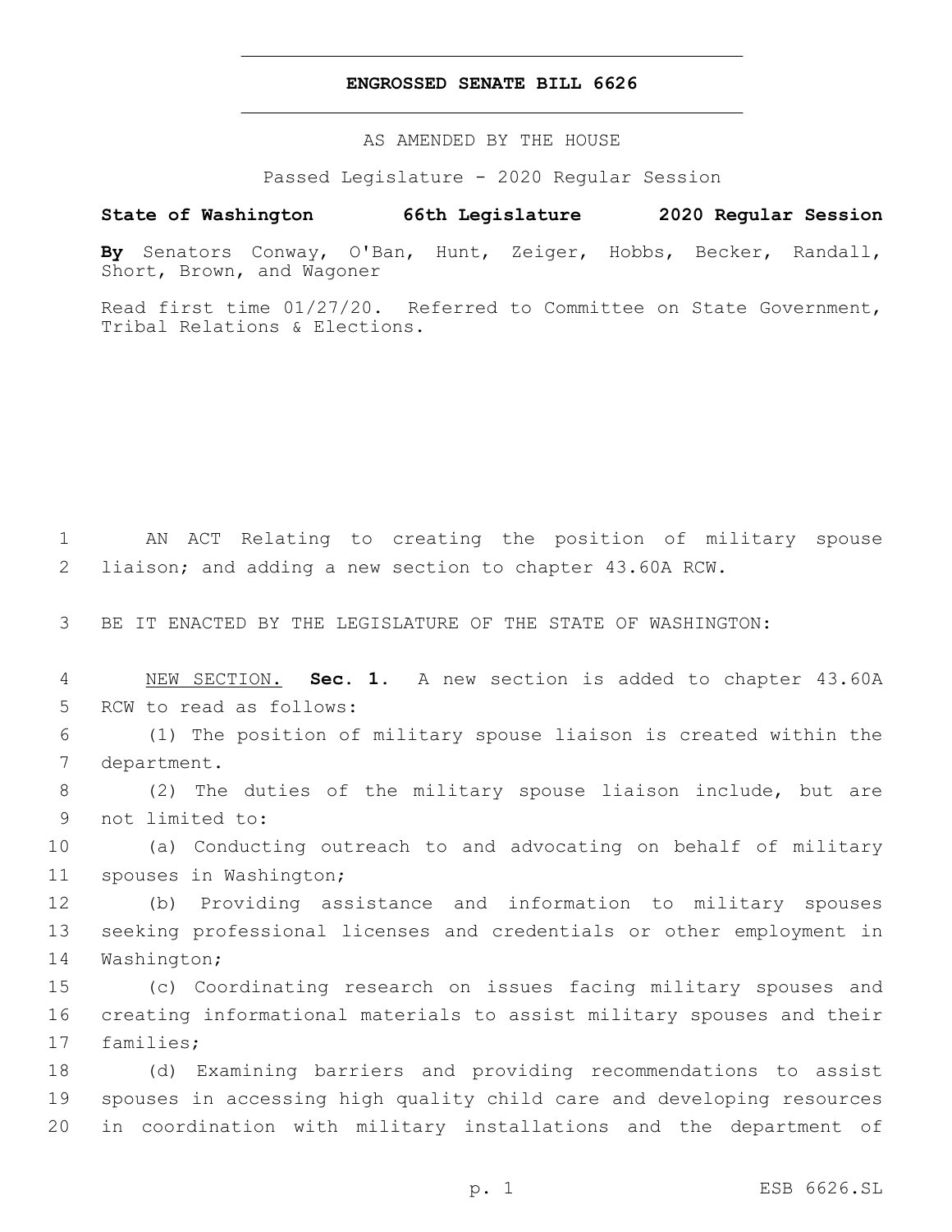# ENGROSSED SENATE BILL 6626

AS AMENDED BY THE HOUSE

Passed Legislature - 2020 Regular Session

**State of Washington 66th Legislature 2020 Regular Session**

**By** Senators Conway, O'Ban, Hunt, Zeiger, Hobbs, Becker, Randall, Short, Brown, and Wagoner

Read first time 01/27/20. Referred to Committee on State Government, Tribal Relations & Elections.

AN ACT Relating to creating the position of military spouse liaison; and adding a new section to chapter 43.60A RCW.

BE IT ENACTED BY THE LEGISLATURE OF THE STATE OF WASHINGTON:

NEW SECTION. **Sec. 1.** A new section is added to chapter 43.60A RCW to read as follows:

(1) The position of military spouse liaison is created within the department.

(2) The duties of the military spouse liaison include, but are not limited to:

(a) Conducting outreach to and advocating on behalf of military spouses in Washington;

(b) Providing assistance and information to military spouses seeking professional licenses and credentials or other employment in Washington;

(c) Coordinating research on issues facing military spouses and creating informational materials to assist military spouses and their families;

(d) Examining barriers and providing recommendations to assist spouses in accessing high quality child care and developing resources in coordination with military installations and the department of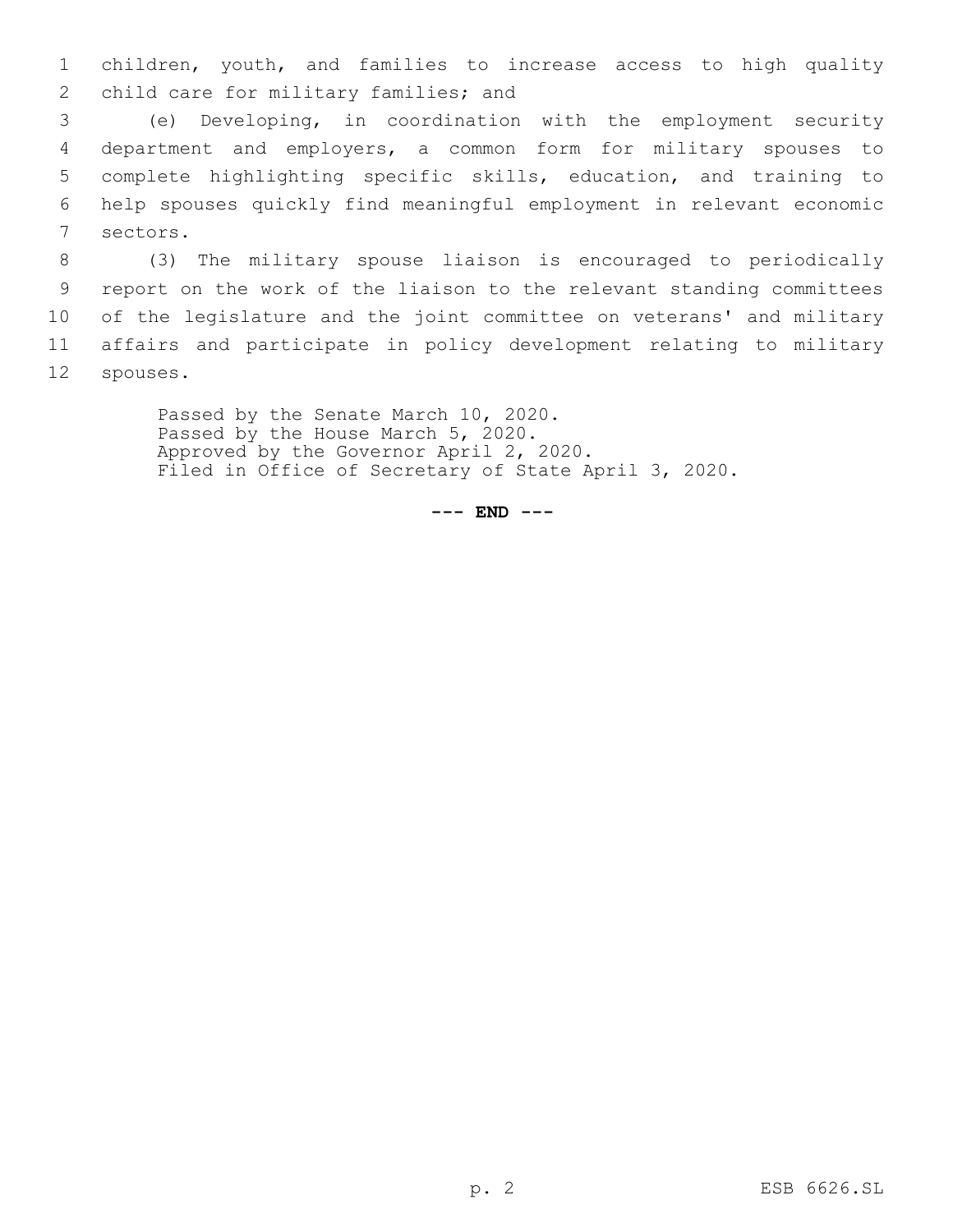children, youth, and families to increase access to high quality child care for military families; and

(e) Developing, in coordination with the employment security department and employers, a common form for military spouses to complete highlighting specific skills, education, and training to help spouses quickly find meaningful employment in relevant economic sectors.

(3) The military spouse liaison is encouraged to periodically report on the work of the liaison to the relevant standing committees of the legislature and the joint committee on veterans' and military affairs and participate in policy development relating to military spouses.

Passed by the Senate March 10, 2020.
Passed by the House March 5, 2020.
Approved by the Governor April 2, 2020.
Filed in Office of Secretary of State April 3, 2020.

**--- END ---**